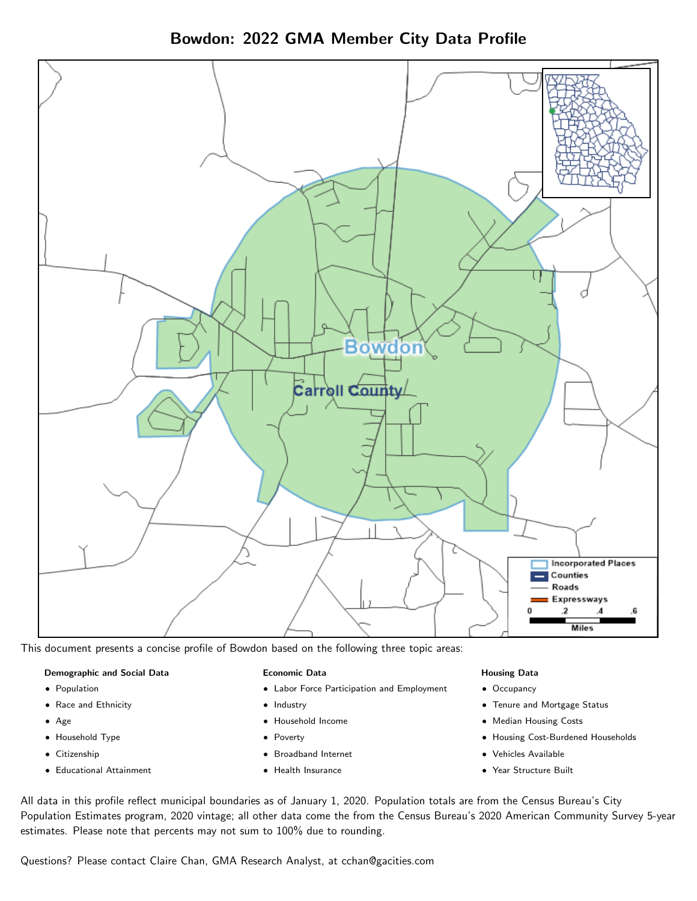# Bowdon: 2022 GMA Member City Data Profile

This document presents a concise profile of Bowdon based on the following three topic areas:

**Demographic and Social Data**

- Population
- Race and Ethnicity
- Age
- Household Type
- Citizenship
- Educational Attainment

**Economic Data**

- Labor Force Participation and Employment
- Industry
- Household Income
- Poverty
- Broadband Internet
- Health Insurance

**Housing Data**

- Occupancy
- Tenure and Mortgage Status
- Median Housing Costs
- Housing Cost-Burdened Households
- Vehicles Available
- Year Structure Built

All data in this profile reflect municipal boundaries as of January 1, 2020. Population totals are from the Census Bureau's City Population Estimates program, 2020 vintage; all other data come the from the Census Bureau's 2020 American Community Survey 5-year estimates. Please note that percents may not sum to 100% due to rounding.

Questions? Please contact Claire Chan, GMA Research Analyst, at cchan@gacities.com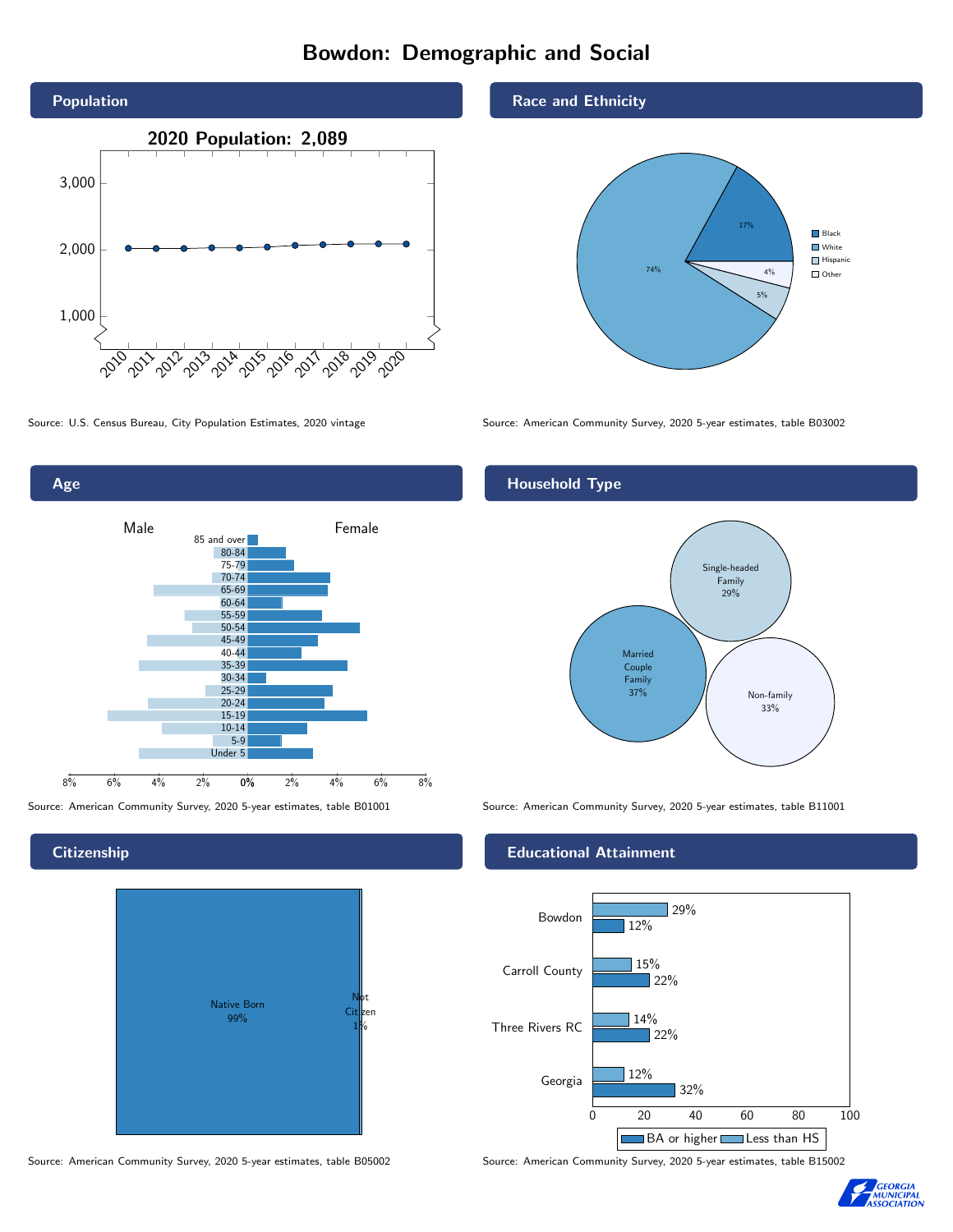# Bowdon: Demographic and Social

## Population

2020 Population: 2,089

Source: U.S. Census Bureau, City Population Estimates, 2020 vintage

## Race and Ethnicity

| Group | Percent |
|---|---|
| Black | 17% |
| White | 74% |
| Hispanic | 5% |
| Other | 4% |

Source: American Community Survey, 2020 5-year estimates, table B03002

## Age

Male / Female

Age groups: 85 and over, 80-84, 75-79, 70-74, 65-69, 60-64, 55-59, 50-54, 45-49, 40-44, 35-39, 30-34, 25-29, 20-24, 15-19, 10-14, 5-9, Under 5

Source: American Community Survey, 2020 5-year estimates, table B01001

## Household Type

| Household Type | Percent |
|---|---|
| Single-headed Family | 29% |
| Married Couple Family | 37% |
| Non-family | 33% |

Source: American Community Survey, 2020 5-year estimates, table B11001

## Citizenship

| Status | Percent |
|---|---|
| Native Born | 99% |
| Not Citizen | 1% |

Source: American Community Survey, 2020 5-year estimates, table B05002

## Educational Attainment

| Area | Less than HS | BA or higher |
|---|---|---|
| Bowdon | 29% | 12% |
| Carroll County | 15% | 22% |
| Three Rivers RC | 14% | 22% |
| Georgia | 12% | 32% |

Source: American Community Survey, 2020 5-year estimates, table B15002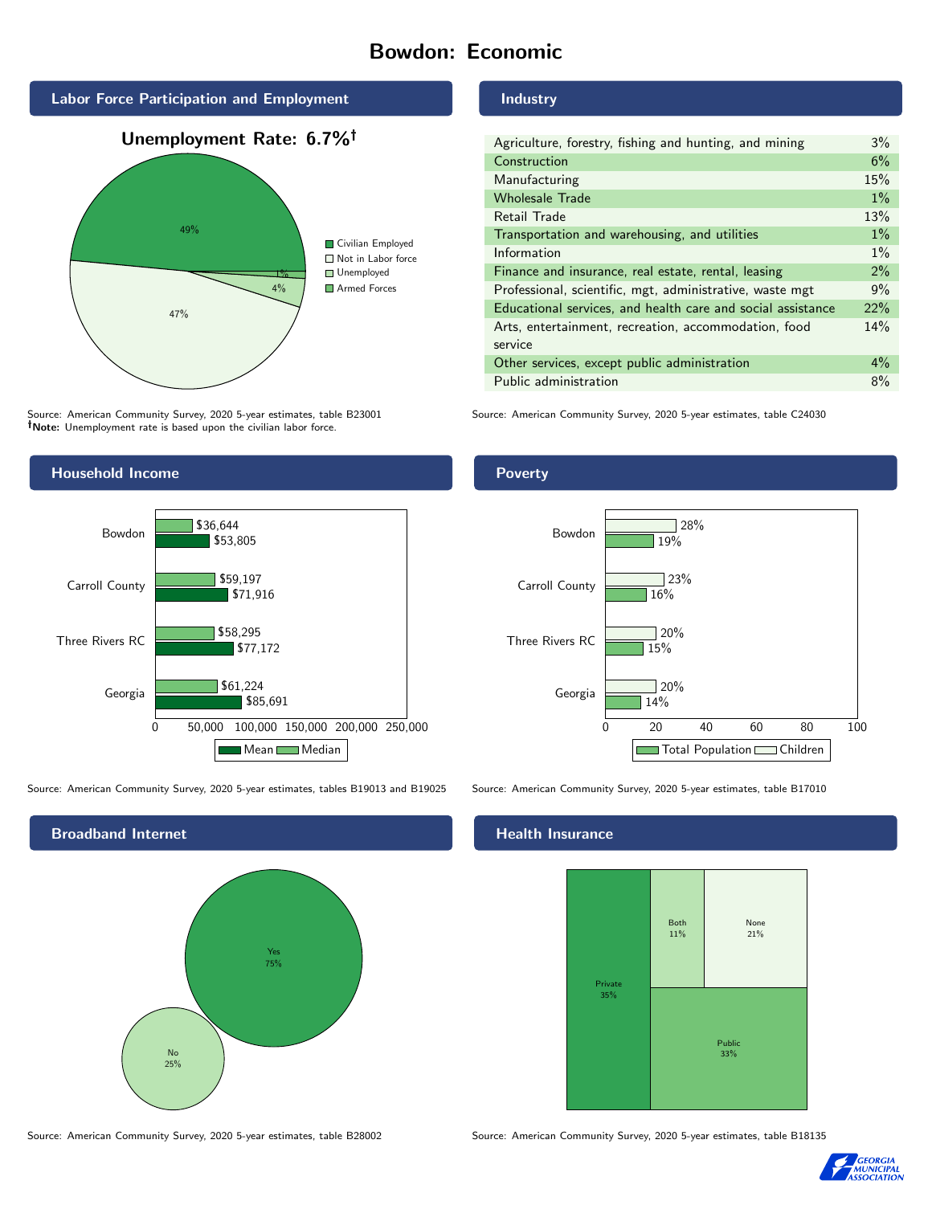# Bowdon: Economic

## Labor Force Participation and Employment

**Unemployment Rate: 6.7%†**

| Category | Percent |
|---|---|
| Civilian Employed | 49% |
| Not in Labor force | 47% |
| Unemployed | 4% |
| Armed Forces | 1% |

Source: American Community Survey, 2020 5-year estimates, table B23001
**†Note:** Unemployment rate is based upon the civilian labor force.

## Industry

| Industry | Percent |
|---|---|
| Agriculture, forestry, fishing and hunting, and mining | 3% |
| Construction | 6% |
| Manufacturing | 15% |
| Wholesale Trade | 1% |
| Retail Trade | 13% |
| Transportation and warehousing, and utilities | 1% |
| Information | 1% |
| Finance and insurance, real estate, rental, leasing | 2% |
| Professional, scientific, mgt, administrative, waste mgt | 9% |
| Educational services, and health care and social assistance | 22% |
| Arts, entertainment, recreation, accommodation, food service | 14% |
| Other services, except public administration | 4% |
| Public administration | 8% |

Source: American Community Survey, 2020 5-year estimates, table C24030

## Household Income

| | Median | Mean |
|---|---|---|
| Bowdon | $36,644 | $53,805 |
| Carroll County | $59,197 | $71,916 |
| Three Rivers RC | $58,295 | $77,172 |
| Georgia | $61,224 | $85,691 |

Source: American Community Survey, 2020 5-year estimates, tables B19013 and B19025

## Poverty

| | Children | Total Population |
|---|---|---|
| Bowdon | 28% | 19% |
| Carroll County | 23% | 16% |
| Three Rivers RC | 20% | 15% |
| Georgia | 20% | 14% |

Source: American Community Survey, 2020 5-year estimates, table B17010

## Broadband Internet

| | Percent |
|---|---|
| Yes | 75% |
| No | 25% |

Source: American Community Survey, 2020 5-year estimates, table B28002

## Health Insurance

| | Percent |
|---|---|
| Private | 35% |
| Public | 33% |
| Both | 11% |
| None | 21% |

Source: American Community Survey, 2020 5-year estimates, table B18135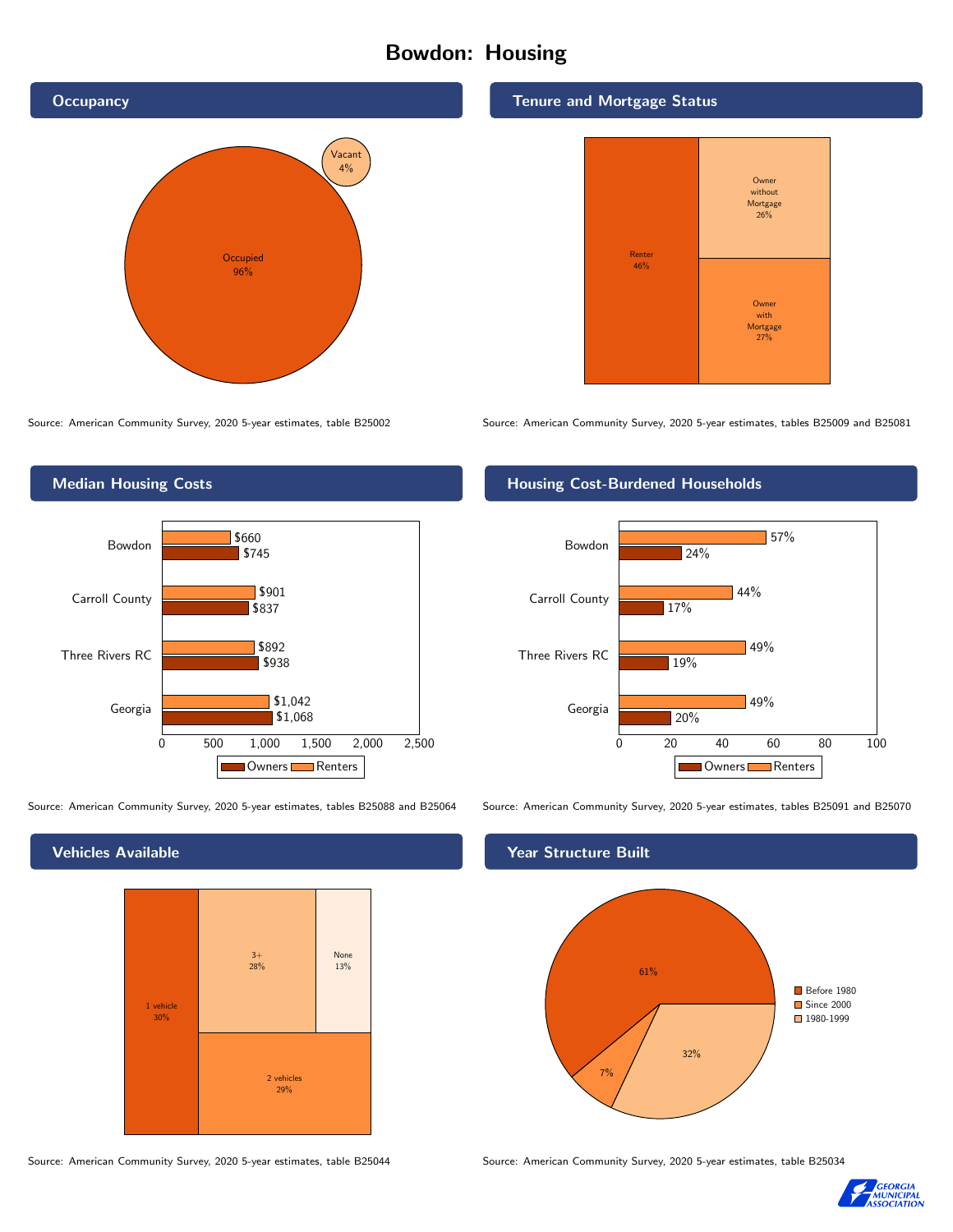# Bowdon: Housing

## Occupancy

Occupied
96%

Vacant
4%

Source: American Community Survey, 2020 5-year estimates, table B25002

## Tenure and Mortgage Status

Renter
46%

Owner without Mortgage
26%

Owner with Mortgage
27%

Source: American Community Survey, 2020 5-year estimates, tables B25009 and B25081

## Median Housing Costs

Bowdon
$660
$745

Carroll County
$901
$837

Three Rivers RC
$892
$938

Georgia
$1,042
$1,068

0 500 1,000 1,500 2,000 2,500

Owners Renters

Source: American Community Survey, 2020 5-year estimates, tables B25088 and B25064

## Housing Cost-Burdened Households

Bowdon
57%
24%

Carroll County
44%
17%

Three Rivers RC
49%
19%

Georgia
49%
20%

0 20 40 60 80 100

Owners Renters

Source: American Community Survey, 2020 5-year estimates, tables B25091 and B25070

## Vehicles Available

1 vehicle
30%

3+
28%

None
13%

2 vehicles
29%

Source: American Community Survey, 2020 5-year estimates, table B25044

## Year Structure Built

61%

7%

32%

Before 1980
Since 2000
1980-1999

Source: American Community Survey, 2020 5-year estimates, table B25034

GEORGIA MUNICIPAL ASSOCIATION